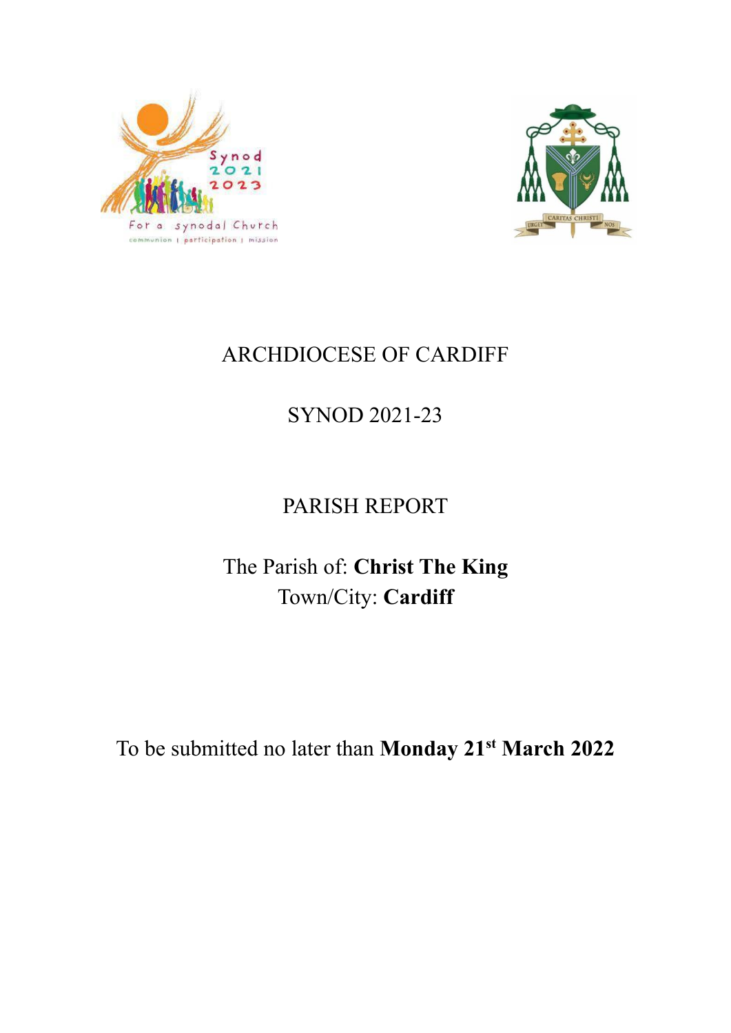# ARCHDIOCESE OF CARDIFF

## SYNOD 2021-23

## PARISH REPORT

The Parish of: **Christ The King**
Town/City: **Cardiff**

To be submitted no later than **Monday 21st March 2022**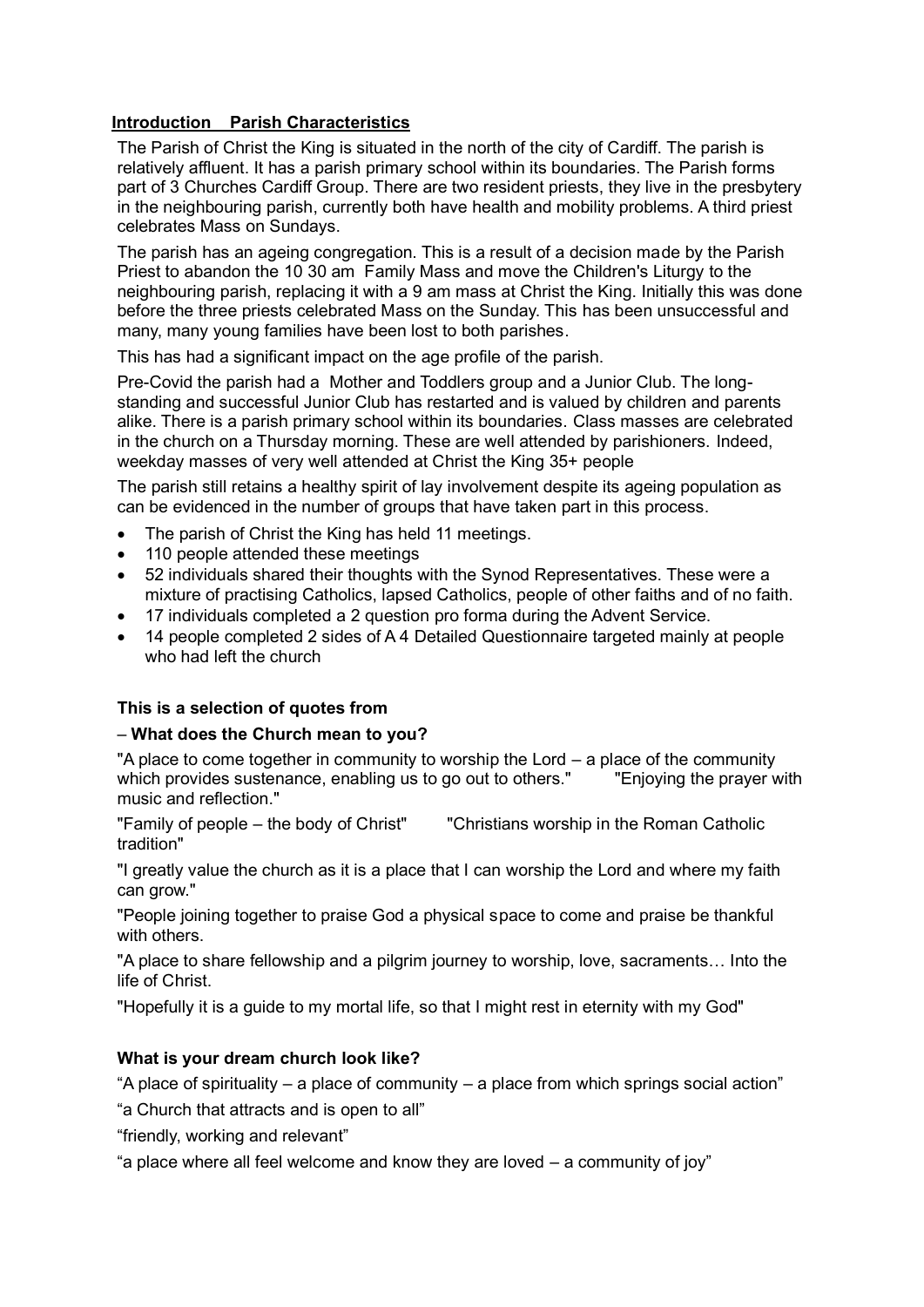## **Introduction Parish Characteristics**

The Parish of Christ the King is situated in the north of the city of Cardiff. The parish is relatively affluent. It has a parish primary school within its boundaries. The Parish forms part of 3 Churches Cardiff Group. There are two resident priests, they live in the presbytery in the neighbouring parish, currently both have health and mobility problems. A third priest celebrates Mass on Sundays.

The parish has an ageing congregation. This is a result of a decision made by the Parish Priest to abandon the 10 30 am Family Mass and move the Children's Liturgy to the neighbouring parish, replacing it with a 9 am mass at Christ the King. Initially this was done before the three priests celebrated Mass on the Sunday. This has been unsuccessful and many, many young families have been lost to both parishes.

This has had a significant impact on the age profile of the parish.

Pre-Covid the parish had a Mother and Toddlers group and a Junior Club. The long-standing and successful Junior Club has restarted and is valued by children and parents alike. There is a parish primary school within its boundaries. Class masses are celebrated in the church on a Thursday morning. These are well attended by parishioners. Indeed, weekday masses of very well attended at Christ the King 35+ people

The parish still retains a healthy spirit of lay involvement despite its ageing population as can be evidenced in the number of groups that have taken part in this process.

- The parish of Christ the King has held 11 meetings.
- 110 people attended these meetings
- 52 individuals shared their thoughts with the Synod Representatives. These were a mixture of practising Catholics, lapsed Catholics, people of other faiths and of no faith.
- 17 individuals completed a 2 question pro forma during the Advent Service.
- 14 people completed 2 sides of A 4 Detailed Questionnaire targeted mainly at people who had left the church

**This is a selection of quotes from**

– **What does the Church mean to you?**

"A place to come together in community to worship the Lord – a place of the community which provides sustenance, enabling us to go out to others." "Enjoying the prayer with music and reflection."

"Family of people – the body of Christ" "Christians worship in the Roman Catholic tradition"

"I greatly value the church as it is a place that I can worship the Lord and where my faith can grow."

"People joining together to praise God a physical space to come and praise be thankful with others.

"A place to share fellowship and a pilgrim journey to worship, love, sacraments… Into the life of Christ.

"Hopefully it is a guide to my mortal life, so that I might rest in eternity with my God"

**What is your dream church look like?**

"A place of spirituality – a place of community – a place from which springs social action"

"a Church that attracts and is open to all"

"friendly, working and relevant"

"a place where all feel welcome and know they are loved – a community of joy"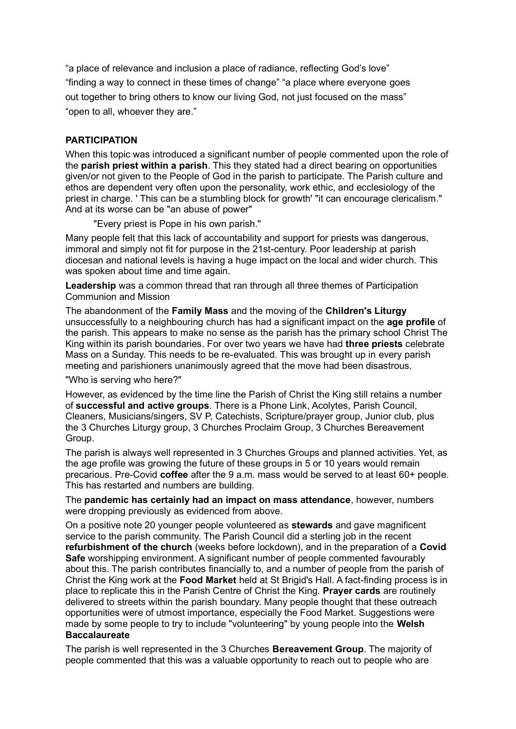"a place of relevance and inclusion a place of radiance, reflecting God's love"
"finding a way to connect in these times of change" "a place where everyone goes out together to bring others to know our living God, not just focused on the mass"
"open to all, whoever they are."

**PARTICIPATION**

When this topic was introduced a significant number of people commented upon the role of the **parish priest within a parish**. This they stated had a direct bearing on opportunities given/or not given to the People of God in the parish to participate. The Parish culture and ethos are dependent very often upon the personality, work ethic, and ecclesiology of the priest in charge. ' This can be a stumbling block for growth' "it can encourage clericalism." And at its worse can be "an abuse of power"

"Every priest is Pope in his own parish."

Many people felt that this lack of accountability and support for priests was dangerous, immoral and simply not fit for purpose in the 21st-century. Poor leadership at parish diocesan and national levels is having a huge impact on the local and wider church. This was spoken about time and time again.

**Leadership** was a common thread that ran through all three themes of Participation Communion and Mission

The abandonment of the **Family Mass** and the moving of the **Children's Liturgy** unsuccessfully to a neighbouring church has had a significant impact on the **age profile** of the parish. This appears to make no sense as the parish has the primary school Christ The King within its parish boundaries. For over two years we have had **three priests** celebrate Mass on a Sunday. This needs to be re-evaluated. This was brought up in every parish meeting and parishioners unanimously agreed that the move had been disastrous.

"Who is serving who here?"

However, as evidenced by the time line the Parish of Christ the King still retains a number of **successful and active groups**. There is a Phone Link, Acolytes, Parish Council, Cleaners, Musicians/singers, SV P, Catechists, Scripture/prayer group, Junior club, plus the 3 Churches Liturgy group, 3 Churches Proclaim Group, 3 Churches Bereavement Group.

The parish is always well represented in 3 Churches Groups and planned activities. Yet, as the age profile was growing the future of these groups in 5 or 10 years would remain precarious. Pre-Covid **coffee** after the 9 a.m. mass would be served to at least 60+ people. This has restarted and numbers are building.

The **pandemic has certainly had an impact on mass attendance**, however, numbers were dropping previously as evidenced from above.

On a positive note 20 younger people volunteered as **stewards** and gave magnificent service to the parish community. The Parish Council did a sterling job in the recent **refurbishment of the church** (weeks before lockdown), and in the preparation of a **Covid Safe** worshipping environment. A significant number of people commented favourably about this. The parish contributes financially to, and a number of people from the parish of Christ the King work at the **Food Market** held at St Brigid's Hall. A fact-finding process is in place to replicate this in the Parish Centre of Christ the King. **Prayer cards** are routinely delivered to streets within the parish boundary. Many people thought that these outreach opportunities were of utmost importance, especially the Food Market. Suggestions were made by some people to try to include "volunteering" by young people into the **Welsh Baccalaureate**

The parish is well represented in the 3 Churches **Bereavement Group**. The majority of people commented that this was a valuable opportunity to reach out to people who are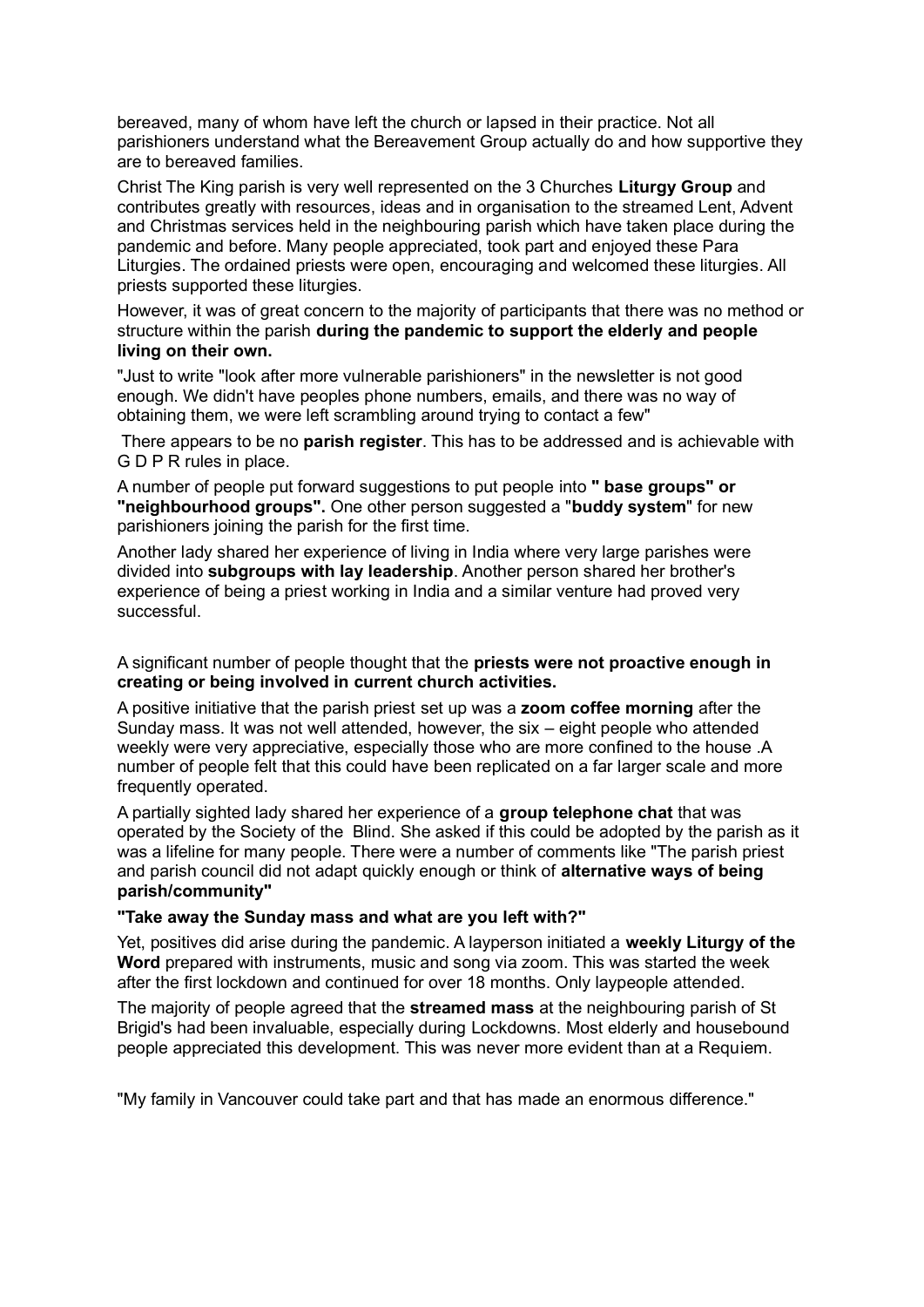bereaved, many of whom have left the church or lapsed in their practice. Not all parishioners understand what the Bereavement Group actually do and how supportive they are to bereaved families.

Christ The King parish is very well represented on the 3 Churches **Liturgy Group** and contributes greatly with resources, ideas and in organisation to the streamed Lent, Advent and Christmas services held in the neighbouring parish which have taken place during the pandemic and before. Many people appreciated, took part and enjoyed these Para Liturgies. The ordained priests were open, encouraging and welcomed these liturgies. All priests supported these liturgies.

However, it was of great concern to the majority of participants that there was no method or structure within the parish **during the pandemic to support the elderly and people living on their own.**

"Just to write "look after more vulnerable parishioners" in the newsletter is not good enough. We didn't have peoples phone numbers, emails, and there was no way of obtaining them, we were left scrambling around trying to contact a few"

There appears to be no **parish register**. This has to be addressed and is achievable with G D P R rules in place.

A number of people put forward suggestions to put people into **" base groups" or "neighbourhood groups".** One other person suggested a "**buddy system**" for new parishioners joining the parish for the first time.

Another lady shared her experience of living in India where very large parishes were divided into **subgroups with lay leadership**. Another person shared her brother's experience of being a priest working in India and a similar venture had proved very successful.

A significant number of people thought that the **priests were not proactive enough in creating or being involved in current church activities.**

A positive initiative that the parish priest set up was a **zoom coffee morning** after the Sunday mass. It was not well attended, however, the six – eight people who attended weekly were very appreciative, especially those who are more confined to the house .A number of people felt that this could have been replicated on a far larger scale and more frequently operated.

A partially sighted lady shared her experience of a **group telephone chat** that was operated by the Society of the Blind. She asked if this could be adopted by the parish as it was a lifeline for many people. There were a number of comments like "The parish priest and parish council did not adapt quickly enough or think of **alternative ways of being parish/community"**

**"Take away the Sunday mass and what are you left with?"**

Yet, positives did arise during the pandemic. A layperson initiated a **weekly Liturgy of the Word** prepared with instruments, music and song via zoom. This was started the week after the first lockdown and continued for over 18 months. Only laypeople attended.

The majority of people agreed that the **streamed mass** at the neighbouring parish of St Brigid's had been invaluable, especially during Lockdowns. Most elderly and housebound people appreciated this development. This was never more evident than at a Requiem.

"My family in Vancouver could take part and that has made an enormous difference."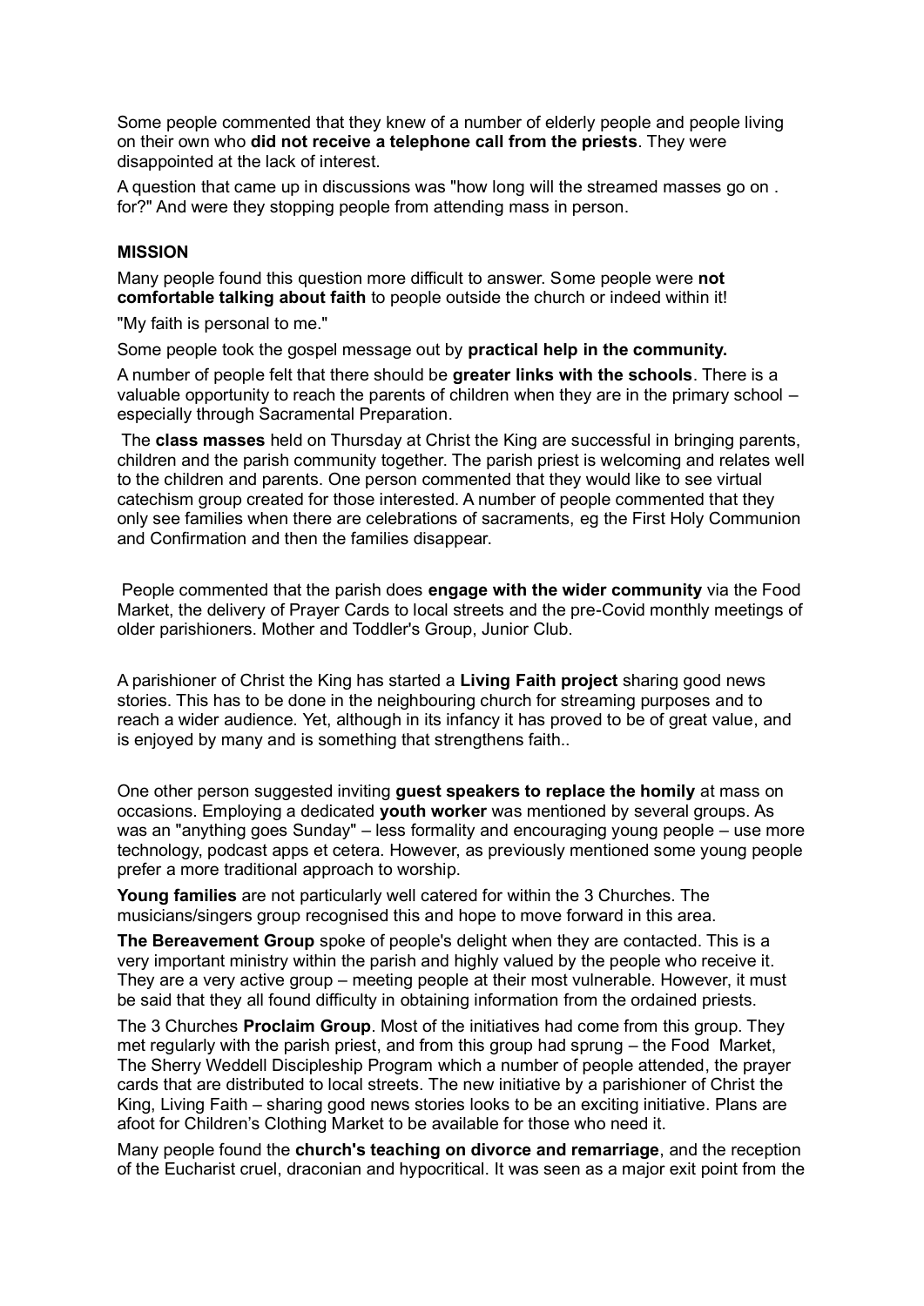Some people commented that they knew of a number of elderly people and people living on their own who **did not receive a telephone call from the priests**. They were disappointed at the lack of interest.

A question that came up in discussions was "how long will the streamed masses go on . for?" And were they stopping people from attending mass in person.

### MISSION

Many people found this question more difficult to answer. Some people were **not comfortable talking about faith** to people outside the church or indeed within it!

"My faith is personal to me."

Some people took the gospel message out by **practical help in the community.**

A number of people felt that there should be **greater links with the schools**. There is a valuable opportunity to reach the parents of children when they are in the primary school – especially through Sacramental Preparation.

The **class masses** held on Thursday at Christ the King are successful in bringing parents, children and the parish community together. The parish priest is welcoming and relates well to the children and parents. One person commented that they would like to see virtual catechism group created for those interested. A number of people commented that they only see families when there are celebrations of sacraments, eg the First Holy Communion and Confirmation and then the families disappear.

People commented that the parish does **engage with the wider community** via the Food Market, the delivery of Prayer Cards to local streets and the pre-Covid monthly meetings of older parishioners. Mother and Toddler's Group, Junior Club.

A parishioner of Christ the King has started a **Living Faith project** sharing good news stories. This has to be done in the neighbouring church for streaming purposes and to reach a wider audience. Yet, although in its infancy it has proved to be of great value, and is enjoyed by many and is something that strengthens faith..

One other person suggested inviting **guest speakers to replace the homily** at mass on occasions. Employing a dedicated **youth worker** was mentioned by several groups. As was an "anything goes Sunday" – less formality and encouraging young people – use more technology, podcast apps et cetera. However, as previously mentioned some young people prefer a more traditional approach to worship.

**Young families** are not particularly well catered for within the 3 Churches. The musicians/singers group recognised this and hope to move forward in this area.

**The Bereavement Group** spoke of people's delight when they are contacted. This is a very important ministry within the parish and highly valued by the people who receive it. They are a very active group – meeting people at their most vulnerable. However, it must be said that they all found difficulty in obtaining information from the ordained priests.

The 3 Churches **Proclaim Group**. Most of the initiatives had come from this group. They met regularly with the parish priest, and from this group had sprung – the Food Market, The Sherry Weddell Discipleship Program which a number of people attended, the prayer cards that are distributed to local streets. The new initiative by a parishioner of Christ the King, Living Faith – sharing good news stories looks to be an exciting initiative. Plans are afoot for Children's Clothing Market to be available for those who need it.

Many people found the **church's teaching on divorce and remarriage**, and the reception of the Eucharist cruel, draconian and hypocritical. It was seen as a major exit point from the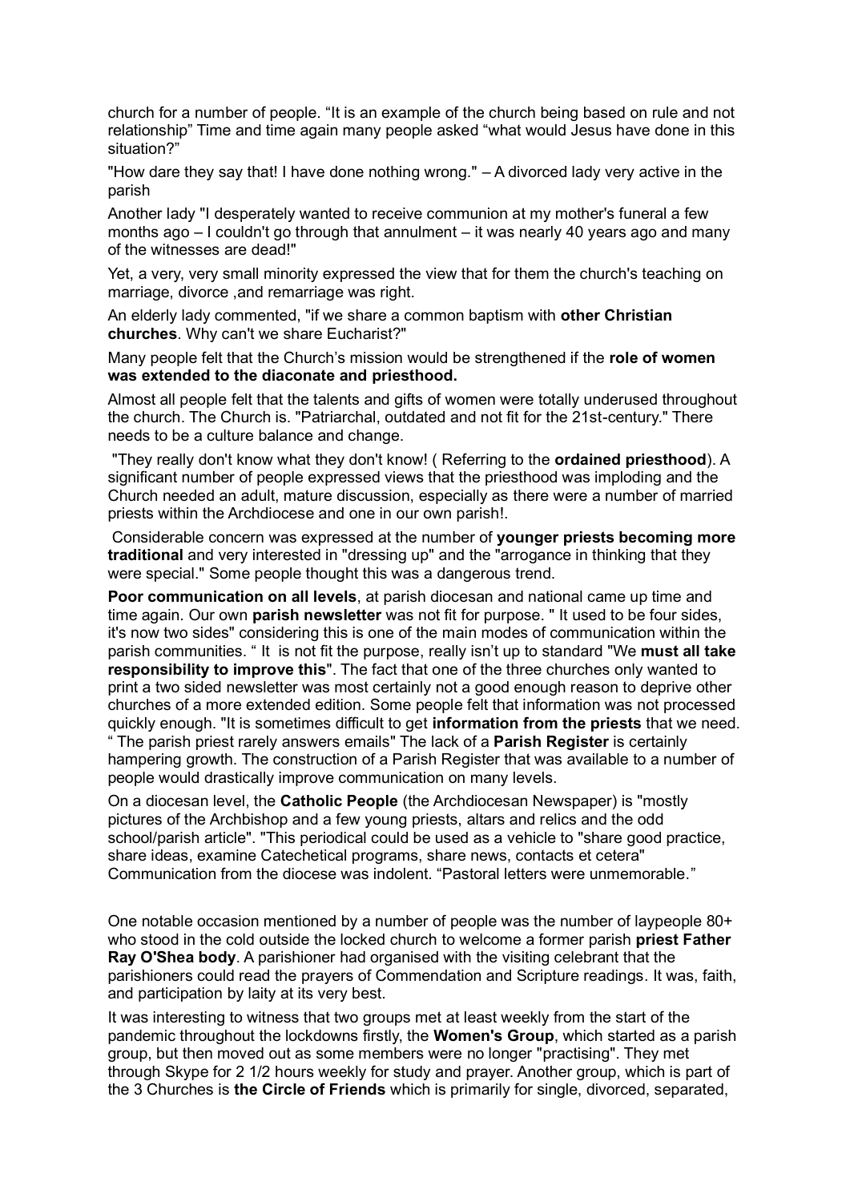church for a number of people. “It is an example of the church being based on rule and not relationship” Time and time again many people asked “what would Jesus have done in this situation?”

"How dare they say that! I have done nothing wrong." – A divorced lady very active in the parish

Another lady "I desperately wanted to receive communion at my mother's funeral a few months ago – I couldn't go through that annulment – it was nearly 40 years ago and many of the witnesses are dead!"

Yet, a very, very small minority expressed the view that for them the church's teaching on marriage, divorce ,and remarriage was right.

An elderly lady commented, "if we share a common baptism with **other Christian churches**. Why can't we share Eucharist?"

Many people felt that the Church’s mission would be strengthened if the **role of women was extended to the diaconate and priesthood.**

Almost all people felt that the talents and gifts of women were totally underused throughout the church. The Church is. "Patriarchal, outdated and not fit for the 21st-century." There needs to be a culture balance and change.

"They really don't know what they don't know! ( Referring to the **ordained priesthood**). A significant number of people expressed views that the priesthood was imploding and the Church needed an adult, mature discussion, especially as there were a number of married priests within the Archdiocese and one in our own parish!.

Considerable concern was expressed at the number of **younger priests becoming more traditional** and very interested in "dressing up" and the "arrogance in thinking that they were special." Some people thought this was a dangerous trend.

**Poor communication on all levels**, at parish diocesan and national came up time and time again. Our own **parish newsletter** was not fit for purpose. " It used to be four sides, it's now two sides" considering this is one of the main modes of communication within the parish communities. “ It is not fit the purpose, really isn’t up to standard "We **must all take responsibility to improve this**". The fact that one of the three churches only wanted to print a two sided newsletter was most certainly not a good enough reason to deprive other churches of a more extended edition. Some people felt that information was not processed quickly enough. "It is sometimes difficult to get **information from the priests** that we need. “ The parish priest rarely answers emails" The lack of a **Parish Register** is certainly hampering growth. The construction of a Parish Register that was available to a number of people would drastically improve communication on many levels.

On a diocesan level, the **Catholic People** (the Archdiocesan Newspaper) is "mostly pictures of the Archbishop and a few young priests, altars and relics and the odd school/parish article". "This periodical could be used as a vehicle to "share good practice, share ideas, examine Catechetical programs, share news, contacts et cetera" Communication from the diocese was indolent. “Pastoral letters were unmemorable.”

One notable occasion mentioned by a number of people was the number of laypeople 80+ who stood in the cold outside the locked church to welcome a former parish **priest Father Ray O'Shea body**. A parishioner had organised with the visiting celebrant that the parishioners could read the prayers of Commendation and Scripture readings. It was, faith, and participation by laity at its very best.

It was interesting to witness that two groups met at least weekly from the start of the pandemic throughout the lockdowns firstly, the **Women's Group**, which started as a parish group, but then moved out as some members were no longer "practising". They met through Skype for 2 1/2 hours weekly for study and prayer. Another group, which is part of the 3 Churches is **the Circle of Friends** which is primarily for single, divorced, separated,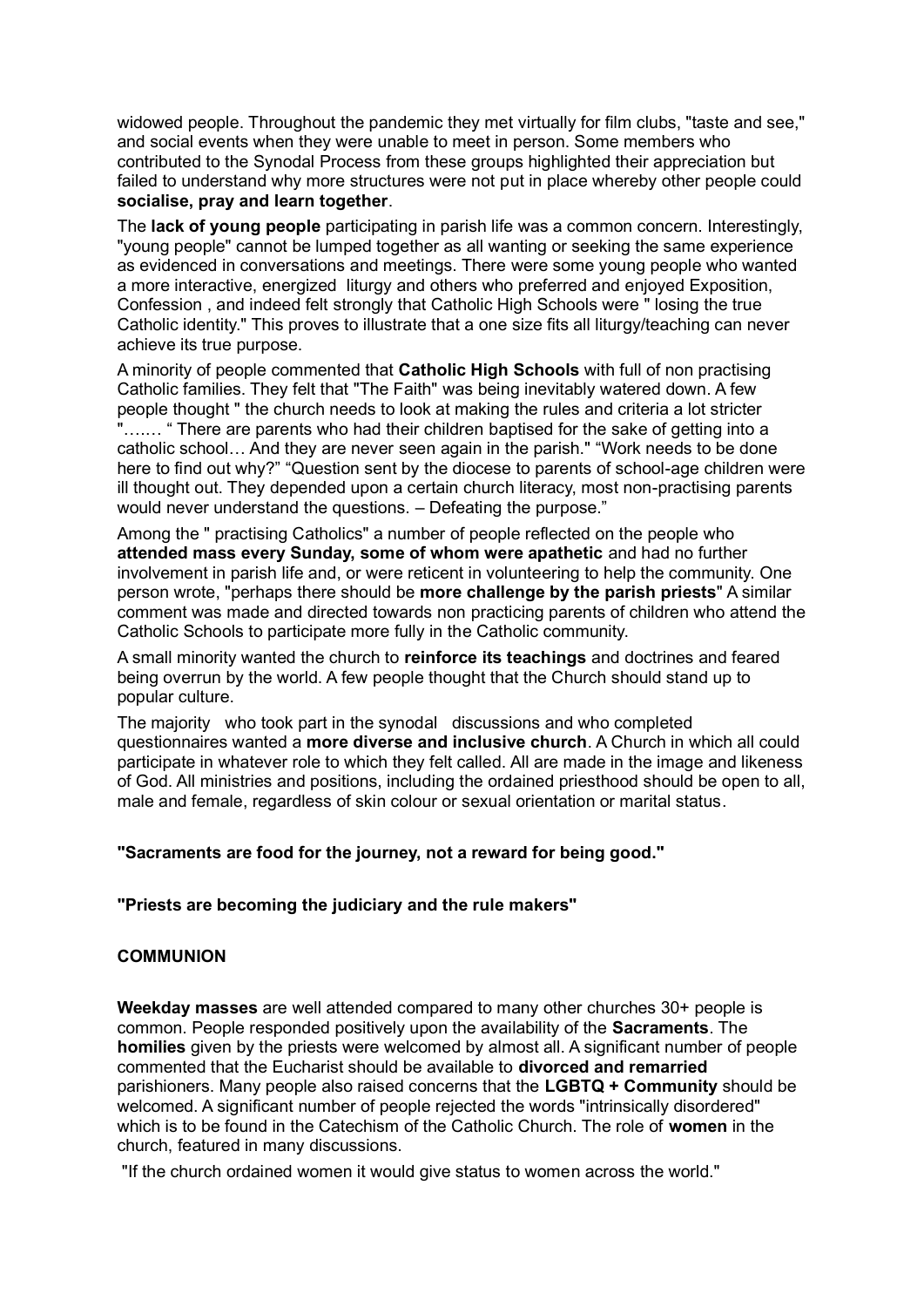widowed people. Throughout the pandemic they met virtually for film clubs, "taste and see," and social events when they were unable to meet in person. Some members who contributed to the Synodal Process from these groups highlighted their appreciation but failed to understand why more structures were not put in place whereby other people could **socialise, pray and learn together**.

The **lack of young people** participating in parish life was a common concern. Interestingly, "young people" cannot be lumped together as all wanting or seeking the same experience as evidenced in conversations and meetings. There were some young people who wanted a more interactive, energized liturgy and others who preferred and enjoyed Exposition, Confession , and indeed felt strongly that Catholic High Schools were " losing the true Catholic identity." This proves to illustrate that a one size fits all liturgy/teaching can never achieve its true purpose.

A minority of people commented that **Catholic High Schools** with full of non practising Catholic families. They felt that "The Faith" was being inevitably watered down. A few people thought " the church needs to look at making the rules and criteria a lot stricter "……. " There are parents who had their children baptised for the sake of getting into a catholic school… And they are never seen again in the parish." "Work needs to be done here to find out why?" "Question sent by the diocese to parents of school-age children were ill thought out. They depended upon a certain church literacy, most non-practising parents would never understand the questions. – Defeating the purpose."

Among the " practising Catholics" a number of people reflected on the people who **attended mass every Sunday, some of whom were apathetic** and had no further involvement in parish life and, or were reticent in volunteering to help the community. One person wrote, "perhaps there should be **more challenge by the parish priests**" A similar comment was made and directed towards non practicing parents of children who attend the Catholic Schools to participate more fully in the Catholic community.

A small minority wanted the church to **reinforce its teachings** and doctrines and feared being overrun by the world. A few people thought that the Church should stand up to popular culture.

The majority who took part in the synodal discussions and who completed questionnaires wanted a **more diverse and inclusive church**. A Church in which all could participate in whatever role to which they felt called. All are made in the image and likeness of God. All ministries and positions, including the ordained priesthood should be open to all, male and female, regardless of skin colour or sexual orientation or marital status.

**"Sacraments are food for the journey, not a reward for being good."**

**"Priests are becoming the judiciary and the rule makers"**

## COMMUNION

**Weekday masses** are well attended compared to many other churches 30+ people is common. People responded positively upon the availability of the **Sacraments**. The **homilies** given by the priests were welcomed by almost all. A significant number of people commented that the Eucharist should be available to **divorced and remarried** parishioners. Many people also raised concerns that the **LGBTQ + Community** should be welcomed. A significant number of people rejected the words "intrinsically disordered" which is to be found in the Catechism of the Catholic Church. The role of **women** in the church, featured in many discussions.

"If the church ordained women it would give status to women across the world."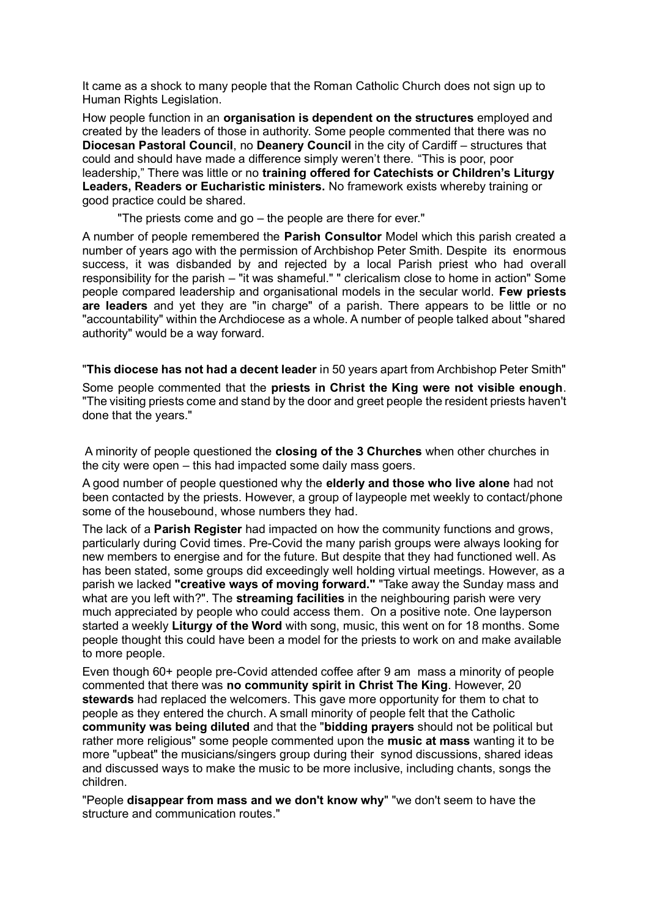It came as a shock to many people that the Roman Catholic Church does not sign up to Human Rights Legislation.

How people function in an **organisation is dependent on the structures** employed and created by the leaders of those in authority. Some people commented that there was no **Diocesan Pastoral Council**, no **Deanery Council** in the city of Cardiff – structures that could and should have made a difference simply weren't there. "This is poor, poor leadership," There was little or no **training offered for Catechists or Children's Liturgy Leaders, Readers or Eucharistic ministers.** No framework exists whereby training or good practice could be shared.

> "The priests come and go – the people are there for ever."

A number of people remembered the **Parish Consultor** Model which this parish created a number of years ago with the permission of Archbishop Peter Smith. Despite its enormous success, it was disbanded by and rejected by a local Parish priest who had overall responsibility for the parish – "it was shameful." " clericalism close to home in action" Some people compared leadership and organisational models in the secular world. **Few priests are leaders** and yet they are "in charge" of a parish. There appears to be little or no "accountability" within the Archdiocese as a whole. A number of people talked about "shared authority" would be a way forward.

"**This diocese has not had a decent leader** in 50 years apart from Archbishop Peter Smith"

Some people commented that the **priests in Christ the King were not visible enough**. "The visiting priests come and stand by the door and greet people the resident priests haven't done that the years."

A minority of people questioned the **closing of the 3 Churches** when other churches in the city were open – this had impacted some daily mass goers.

A good number of people questioned why the **elderly and those who live alone** had not been contacted by the priests. However, a group of laypeople met weekly to contact/phone some of the housebound, whose numbers they had.

The lack of a **Parish Register** had impacted on how the community functions and grows, particularly during Covid times. Pre-Covid the many parish groups were always looking for new members to energise and for the future. But despite that they had functioned well. As has been stated, some groups did exceedingly well holding virtual meetings. However, as a parish we lacked **"creative ways of moving forward."** "Take away the Sunday mass and what are you left with?". The **streaming facilities** in the neighbouring parish were very much appreciated by people who could access them. On a positive note. One layperson started a weekly **Liturgy of the Word** with song, music, this went on for 18 months. Some people thought this could have been a model for the priests to work on and make available to more people.

Even though 60+ people pre-Covid attended coffee after 9 am mass a minority of people commented that there was **no community spirit in Christ The King**. However, 20 **stewards** had replaced the welcomers. This gave more opportunity for them to chat to people as they entered the church. A small minority of people felt that the Catholic **community was being diluted** and that the "**bidding prayers** should not be political but rather more religious" some people commented upon the **music at mass** wanting it to be more "upbeat" the musicians/singers group during their synod discussions, shared ideas and discussed ways to make the music to be more inclusive, including chants, songs the children.

"People **disappear from mass and we don't know why**" "we don't seem to have the structure and communication routes."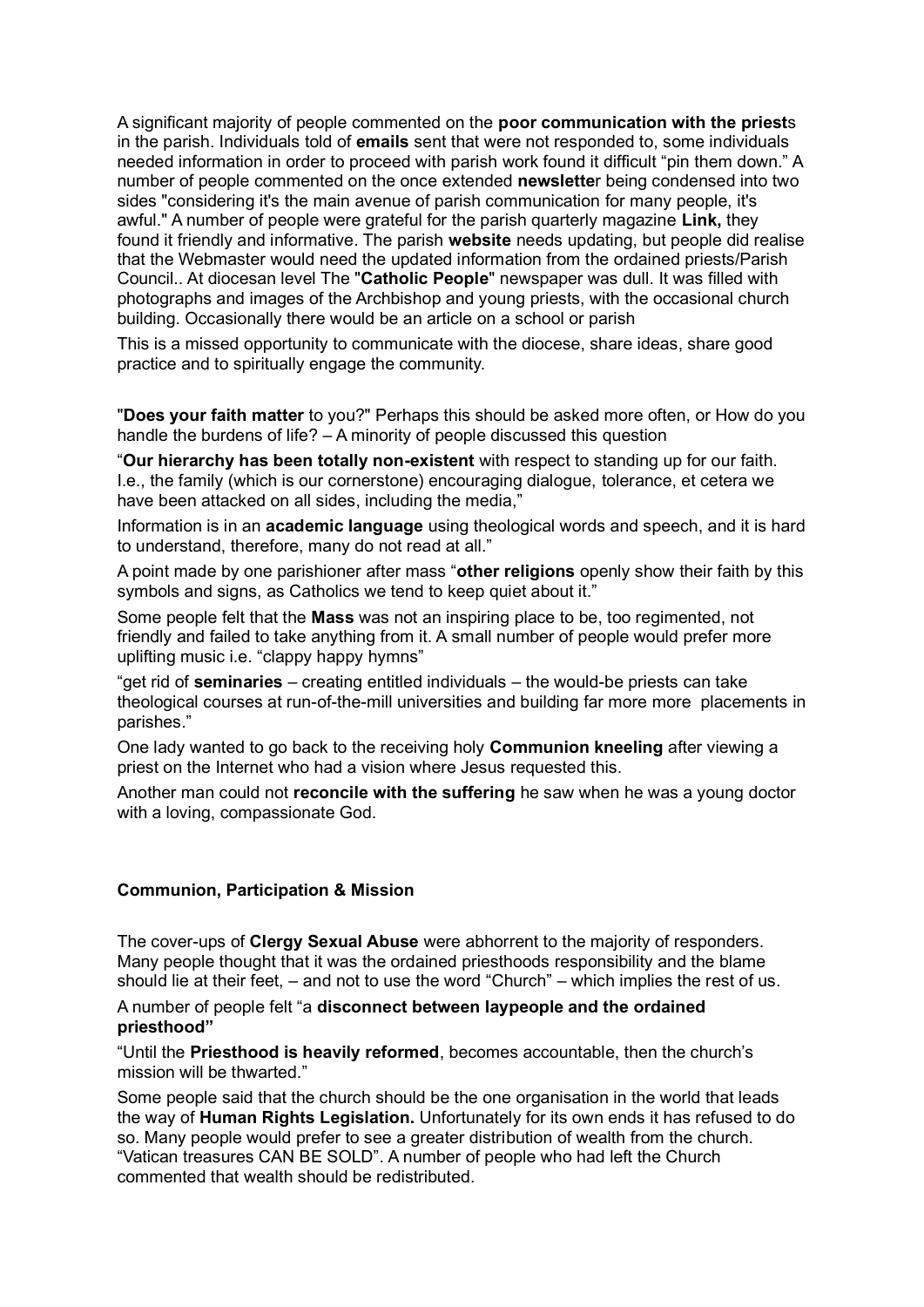A significant majority of people commented on the **poor communication with the priest**s in the parish. Individuals told of **emails** sent that were not responded to, some individuals needed information in order to proceed with parish work found it difficult "pin them down." A number of people commented on the once extended **newslette**r being condensed into two sides "considering it's the main avenue of parish communication for many people, it's awful." A number of people were grateful for the parish quarterly magazine **Link,** they found it friendly and informative. The parish **website** needs updating, but people did realise that the Webmaster would need the updated information from the ordained priests/Parish Council.. At diocesan level The "**Catholic People**" newspaper was dull. It was filled with photographs and images of the Archbishop and young priests, with the occasional church building. Occasionally there would be an article on a school or parish

This is a missed opportunity to communicate with the diocese, share ideas, share good practice and to spiritually engage the community.

"**Does your faith matter** to you?" Perhaps this should be asked more often, or How do you handle the burdens of life? – A minority of people discussed this question

"**Our hierarchy has been totally non-existent** with respect to standing up for our faith. I.e., the family (which is our cornerstone) encouraging dialogue, tolerance, et cetera we have been attacked on all sides, including the media,"

Information is in an **academic language** using theological words and speech, and it is hard to understand, therefore, many do not read at all."

A point made by one parishioner after mass "**other religions** openly show their faith by this symbols and signs, as Catholics we tend to keep quiet about it."

Some people felt that the **Mass** was not an inspiring place to be, too regimented, not friendly and failed to take anything from it. A small number of people would prefer more uplifting music i.e. "clappy happy hymns"

"get rid of **seminaries** – creating entitled individuals – the would-be priests can take theological courses at run-of-the-mill universities and building far more more placements in parishes."

One lady wanted to go back to the receiving holy **Communion kneeling** after viewing a priest on the Internet who had a vision where Jesus requested this.

Another man could not **reconcile with the suffering** he saw when he was a young doctor with a loving, compassionate God.

**Communion, Participation & Mission**

The cover-ups of **Clergy Sexual Abuse** were abhorrent to the majority of responders. Many people thought that it was the ordained priesthoods responsibility and the blame should lie at their feet, – and not to use the word "Church" – which implies the rest of us.

A number of people felt "a **disconnect between laypeople and the ordained priesthood"**

"Until the **Priesthood is heavily reformed**, becomes accountable, then the church's mission will be thwarted."

Some people said that the church should be the one organisation in the world that leads the way of **Human Rights Legislation.** Unfortunately for its own ends it has refused to do so. Many people would prefer to see a greater distribution of wealth from the church. "Vatican treasures CAN BE SOLD". A number of people who had left the Church commented that wealth should be redistributed.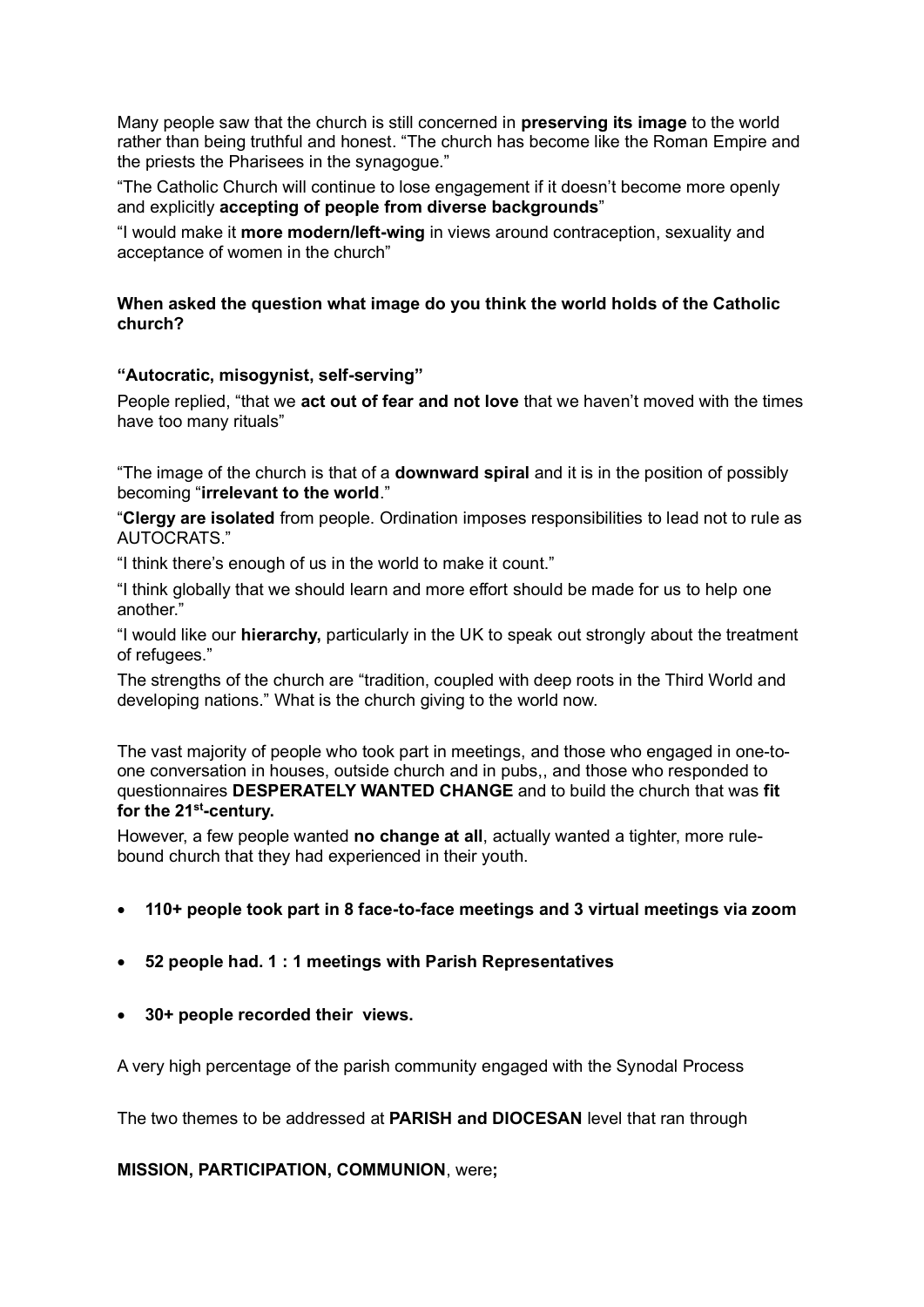Many people saw that the church is still concerned in **preserving its image** to the world rather than being truthful and honest. "The church has become like the Roman Empire and the priests the Pharisees in the synagogue."

"The Catholic Church will continue to lose engagement if it doesn't become more openly and explicitly **accepting of people from diverse backgrounds**"

"I would make it **more modern/left-wing** in views around contraception, sexuality and acceptance of women in the church"

**When asked the question what image do you think the world holds of the Catholic church?**

**"Autocratic, misogynist, self-serving"**

People replied, "that we **act out of fear and not love** that we haven't moved with the times have too many rituals"

"The image of the church is that of a **downward spiral** and it is in the position of possibly becoming "**irrelevant to the world**."

"**Clergy are isolated** from people. Ordination imposes responsibilities to lead not to rule as AUTOCRATS."

"I think there's enough of us in the world to make it count."

"I think globally that we should learn and more effort should be made for us to help one another."

"I would like our **hierarchy,** particularly in the UK to speak out strongly about the treatment of refugees."

The strengths of the church are "tradition, coupled with deep roots in the Third World and developing nations." What is the church giving to the world now.

The vast majority of people who took part in meetings, and those who engaged in one-to-one conversation in houses, outside church and in pubs,, and those who responded to questionnaires **DESPERATELY WANTED CHANGE** and to build the church that was **fit for the 21st-century.**

However, a few people wanted **no change at all**, actually wanted a tighter, more rule-bound church that they had experienced in their youth.

- **110+ people took part in 8 face-to-face meetings and 3 virtual meetings via zoom**
- **52 people had. 1 : 1 meetings with Parish Representatives**
- **30+ people recorded their views.**

A very high percentage of the parish community engaged with the Synodal Process

The two themes to be addressed at **PARISH and DIOCESAN** level that ran through

**MISSION, PARTICIPATION, COMMUNION**, were**;**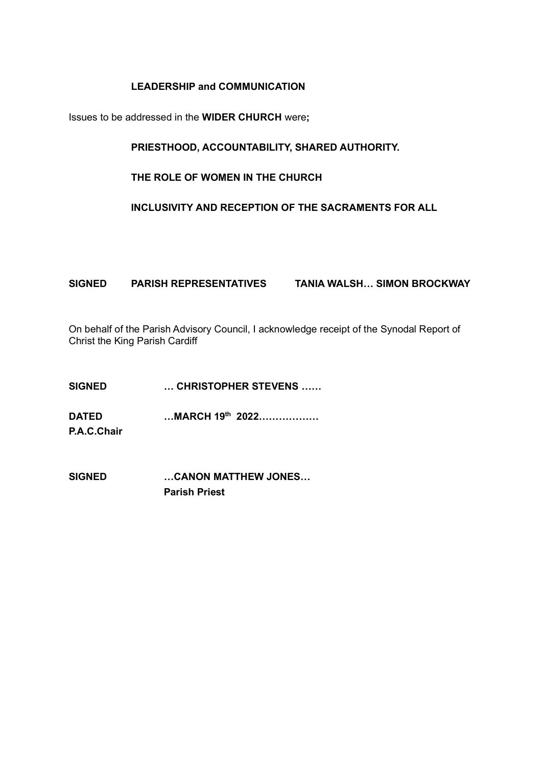**LEADERSHIP and COMMUNICATION**

Issues to be addressed in the **WIDER CHURCH** were**;**

**PRIESTHOOD, ACCOUNTABILITY, SHARED AUTHORITY.**

**THE ROLE OF WOMEN IN THE CHURCH**

**INCLUSIVITY AND RECEPTION OF THE SACRAMENTS FOR ALL**

**SIGNED PARISH REPRESENTATIVES TANIA WALSH… SIMON BROCKWAY**

On behalf of the Parish Advisory Council, I acknowledge receipt of the Synodal Report of Christ the King Parish Cardiff

**SIGNED … CHRISTOPHER STEVENS ……**

**DATED …MARCH 19th 2022………………**

**P.A.C.Chair**

**SIGNED …CANON MATTHEW JONES…**

**Parish Priest**